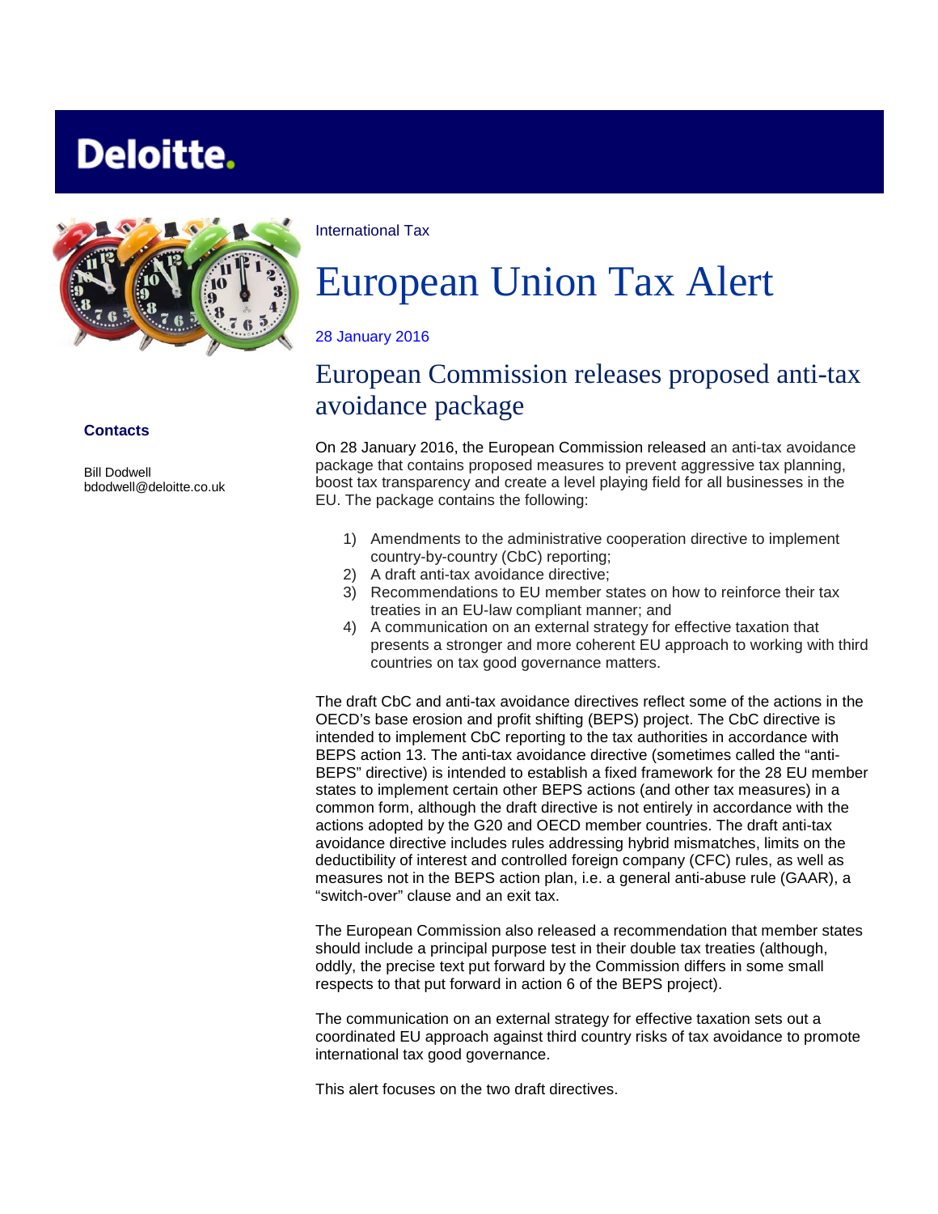Deloitte.

International Tax

# European Union Tax Alert

28 January 2016

## European Commission releases proposed anti-tax avoidance package

**Contacts**

Bill Dodwell
bdodwell@deloitte.co.uk

On 28 January 2016, the European Commission released an anti-tax avoidance package that contains proposed measures to prevent aggressive tax planning, boost tax transparency and create a level playing field for all businesses in the EU. The package contains the following:

1) Amendments to the administrative cooperation directive to implement country-by-country (CbC) reporting;
2) A draft anti-tax avoidance directive;
3) Recommendations to EU member states on how to reinforce their tax treaties in an EU-law compliant manner; and
4) A communication on an external strategy for effective taxation that presents a stronger and more coherent EU approach to working with third countries on tax good governance matters.

The draft CbC and anti-tax avoidance directives reflect some of the actions in the OECD's base erosion and profit shifting (BEPS) project. The CbC directive is intended to implement CbC reporting to the tax authorities in accordance with BEPS action 13. The anti-tax avoidance directive (sometimes called the "anti-BEPS" directive) is intended to establish a fixed framework for the 28 EU member states to implement certain other BEPS actions (and other tax measures) in a common form, although the draft directive is not entirely in accordance with the actions adopted by the G20 and OECD member countries. The draft anti-tax avoidance directive includes rules addressing hybrid mismatches, limits on the deductibility of interest and controlled foreign company (CFC) rules, as well as measures not in the BEPS action plan, i.e. a general anti-abuse rule (GAAR), a "switch-over" clause and an exit tax.

The European Commission also released a recommendation that member states should include a principal purpose test in their double tax treaties (although, oddly, the precise text put forward by the Commission differs in some small respects to that put forward in action 6 of the BEPS project).

The communication on an external strategy for effective taxation sets out a coordinated EU approach against third country risks of tax avoidance to promote international tax good governance.

This alert focuses on the two draft directives.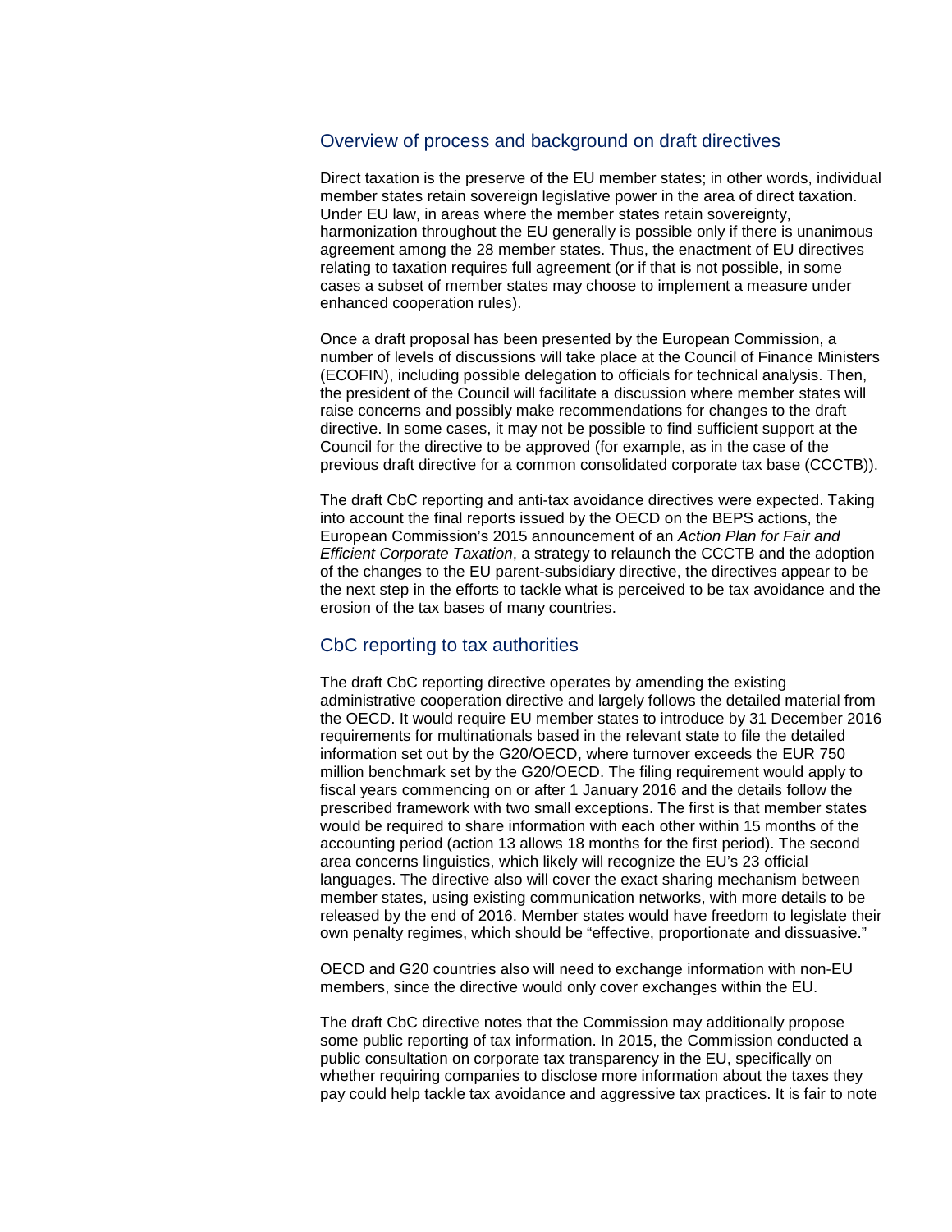## Overview of process and background on draft directives

Direct taxation is the preserve of the EU member states; in other words, individual member states retain sovereign legislative power in the area of direct taxation. Under EU law, in areas where the member states retain sovereignty, harmonization throughout the EU generally is possible only if there is unanimous agreement among the 28 member states. Thus, the enactment of EU directives relating to taxation requires full agreement (or if that is not possible, in some cases a subset of member states may choose to implement a measure under enhanced cooperation rules).

Once a draft proposal has been presented by the European Commission, a number of levels of discussions will take place at the Council of Finance Ministers (ECOFIN), including possible delegation to officials for technical analysis. Then, the president of the Council will facilitate a discussion where member states will raise concerns and possibly make recommendations for changes to the draft directive. In some cases, it may not be possible to find sufficient support at the Council for the directive to be approved (for example, as in the case of the previous draft directive for a common consolidated corporate tax base (CCCTB)).

The draft CbC reporting and anti-tax avoidance directives were expected. Taking into account the final reports issued by the OECD on the BEPS actions, the European Commission's 2015 announcement of an *Action Plan for Fair and Efficient Corporate Taxation*, a strategy to relaunch the CCCTB and the adoption of the changes to the EU parent-subsidiary directive, the directives appear to be the next step in the efforts to tackle what is perceived to be tax avoidance and the erosion of the tax bases of many countries.

## CbC reporting to tax authorities

The draft CbC reporting directive operates by amending the existing administrative cooperation directive and largely follows the detailed material from the OECD. It would require EU member states to introduce by 31 December 2016 requirements for multinationals based in the relevant state to file the detailed information set out by the G20/OECD, where turnover exceeds the EUR 750 million benchmark set by the G20/OECD. The filing requirement would apply to fiscal years commencing on or after 1 January 2016 and the details follow the prescribed framework with two small exceptions. The first is that member states would be required to share information with each other within 15 months of the accounting period (action 13 allows 18 months for the first period). The second area concerns linguistics, which likely will recognize the EU's 23 official languages. The directive also will cover the exact sharing mechanism between member states, using existing communication networks, with more details to be released by the end of 2016. Member states would have freedom to legislate their own penalty regimes, which should be "effective, proportionate and dissuasive."

OECD and G20 countries also will need to exchange information with non-EU members, since the directive would only cover exchanges within the EU.

The draft CbC directive notes that the Commission may additionally propose some public reporting of tax information. In 2015, the Commission conducted a public consultation on corporate tax transparency in the EU, specifically on whether requiring companies to disclose more information about the taxes they pay could help tackle tax avoidance and aggressive tax practices. It is fair to note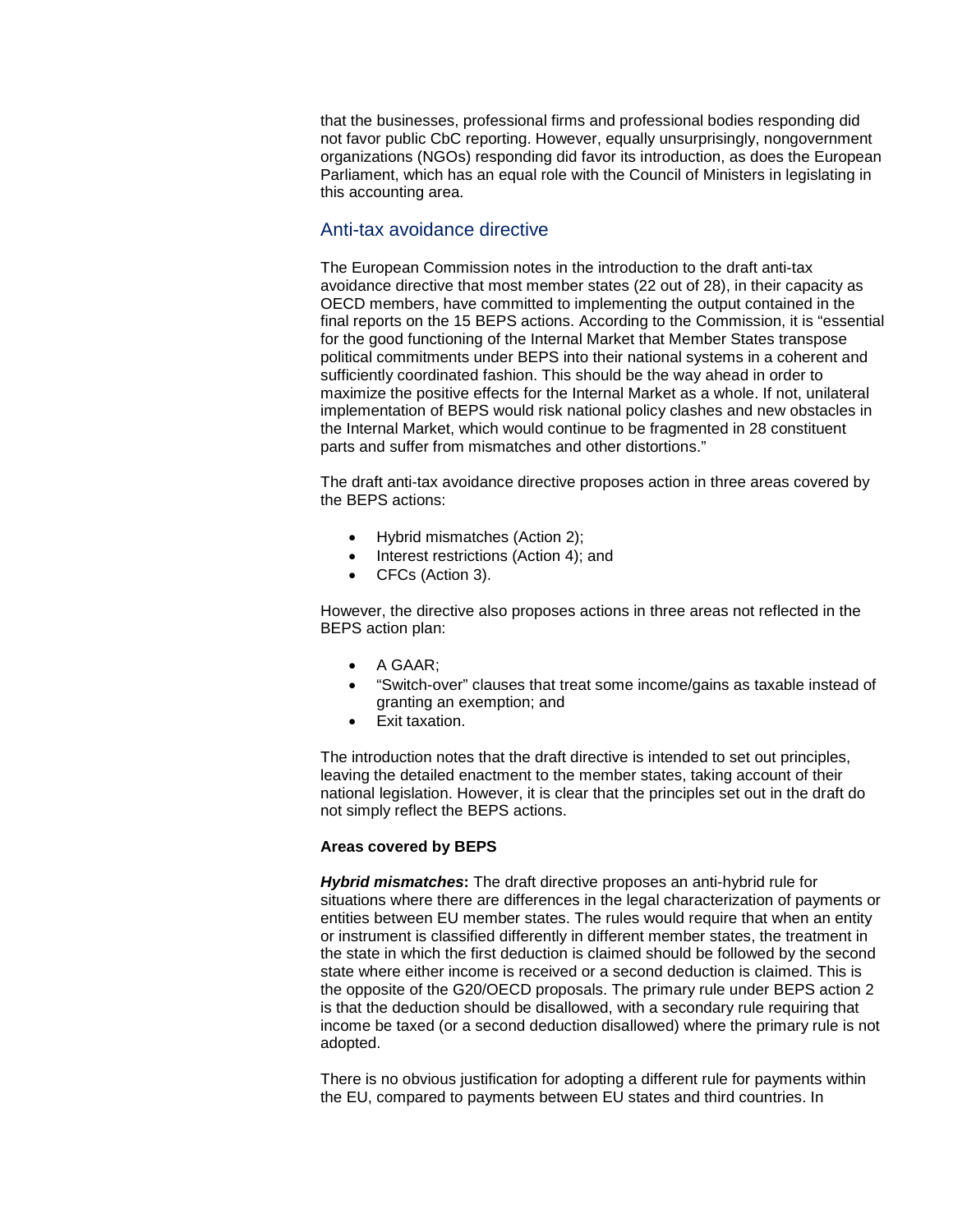that the businesses, professional firms and professional bodies responding did not favor public CbC reporting. However, equally unsurprisingly, nongovernment organizations (NGOs) responding did favor its introduction, as does the European Parliament, which has an equal role with the Council of Ministers in legislating in this accounting area.

## Anti-tax avoidance directive

The European Commission notes in the introduction to the draft anti-tax avoidance directive that most member states (22 out of 28), in their capacity as OECD members, have committed to implementing the output contained in the final reports on the 15 BEPS actions. According to the Commission, it is "essential for the good functioning of the Internal Market that Member States transpose political commitments under BEPS into their national systems in a coherent and sufficiently coordinated fashion. This should be the way ahead in order to maximize the positive effects for the Internal Market as a whole. If not, unilateral implementation of BEPS would risk national policy clashes and new obstacles in the Internal Market, which would continue to be fragmented in 28 constituent parts and suffer from mismatches and other distortions."

The draft anti-tax avoidance directive proposes action in three areas covered by the BEPS actions:

- Hybrid mismatches (Action 2);
- Interest restrictions (Action 4); and
- CFCs (Action 3).

However, the directive also proposes actions in three areas not reflected in the BEPS action plan:

- A GAAR;
- "Switch-over" clauses that treat some income/gains as taxable instead of granting an exemption; and
- Exit taxation.

The introduction notes that the draft directive is intended to set out principles, leaving the detailed enactment to the member states, taking account of their national legislation. However, it is clear that the principles set out in the draft do not simply reflect the BEPS actions.

**Areas covered by BEPS**

***Hybrid mismatches*****:** The draft directive proposes an anti-hybrid rule for situations where there are differences in the legal characterization of payments or entities between EU member states. The rules would require that when an entity or instrument is classified differently in different member states, the treatment in the state in which the first deduction is claimed should be followed by the second state where either income is received or a second deduction is claimed. This is the opposite of the G20/OECD proposals. The primary rule under BEPS action 2 is that the deduction should be disallowed, with a secondary rule requiring that income be taxed (or a second deduction disallowed) where the primary rule is not adopted.

There is no obvious justification for adopting a different rule for payments within the EU, compared to payments between EU states and third countries. In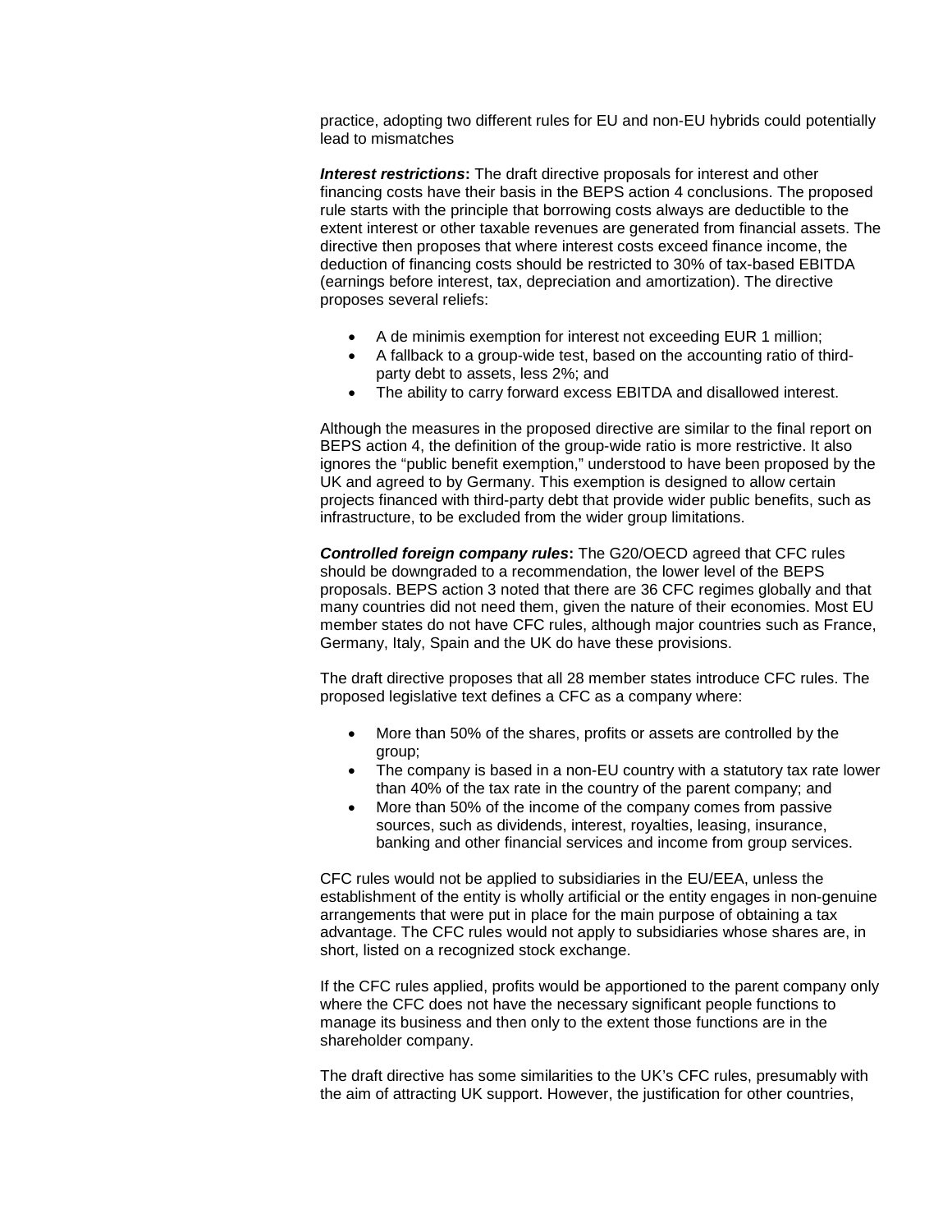practice, adopting two different rules for EU and non-EU hybrids could potentially lead to mismatches

***Interest restrictions*:** The draft directive proposals for interest and other financing costs have their basis in the BEPS action 4 conclusions. The proposed rule starts with the principle that borrowing costs always are deductible to the extent interest or other taxable revenues are generated from financial assets. The directive then proposes that where interest costs exceed finance income, the deduction of financing costs should be restricted to 30% of tax-based EBITDA (earnings before interest, tax, depreciation and amortization). The directive proposes several reliefs:

- A de minimis exemption for interest not exceeding EUR 1 million;
- A fallback to a group-wide test, based on the accounting ratio of third-party debt to assets, less 2%; and
- The ability to carry forward excess EBITDA and disallowed interest.

Although the measures in the proposed directive are similar to the final report on BEPS action 4, the definition of the group-wide ratio is more restrictive. It also ignores the "public benefit exemption," understood to have been proposed by the UK and agreed to by Germany. This exemption is designed to allow certain projects financed with third-party debt that provide wider public benefits, such as infrastructure, to be excluded from the wider group limitations.

***Controlled foreign company rules*:** The G20/OECD agreed that CFC rules should be downgraded to a recommendation, the lower level of the BEPS proposals. BEPS action 3 noted that there are 36 CFC regimes globally and that many countries did not need them, given the nature of their economies. Most EU member states do not have CFC rules, although major countries such as France, Germany, Italy, Spain and the UK do have these provisions.

The draft directive proposes that all 28 member states introduce CFC rules. The proposed legislative text defines a CFC as a company where:

- More than 50% of the shares, profits or assets are controlled by the group;
- The company is based in a non-EU country with a statutory tax rate lower than 40% of the tax rate in the country of the parent company; and
- More than 50% of the income of the company comes from passive sources, such as dividends, interest, royalties, leasing, insurance, banking and other financial services and income from group services.

CFC rules would not be applied to subsidiaries in the EU/EEA, unless the establishment of the entity is wholly artificial or the entity engages in non-genuine arrangements that were put in place for the main purpose of obtaining a tax advantage. The CFC rules would not apply to subsidiaries whose shares are, in short, listed on a recognized stock exchange.

If the CFC rules applied, profits would be apportioned to the parent company only where the CFC does not have the necessary significant people functions to manage its business and then only to the extent those functions are in the shareholder company.

The draft directive has some similarities to the UK's CFC rules, presumably with the aim of attracting UK support. However, the justification for other countries,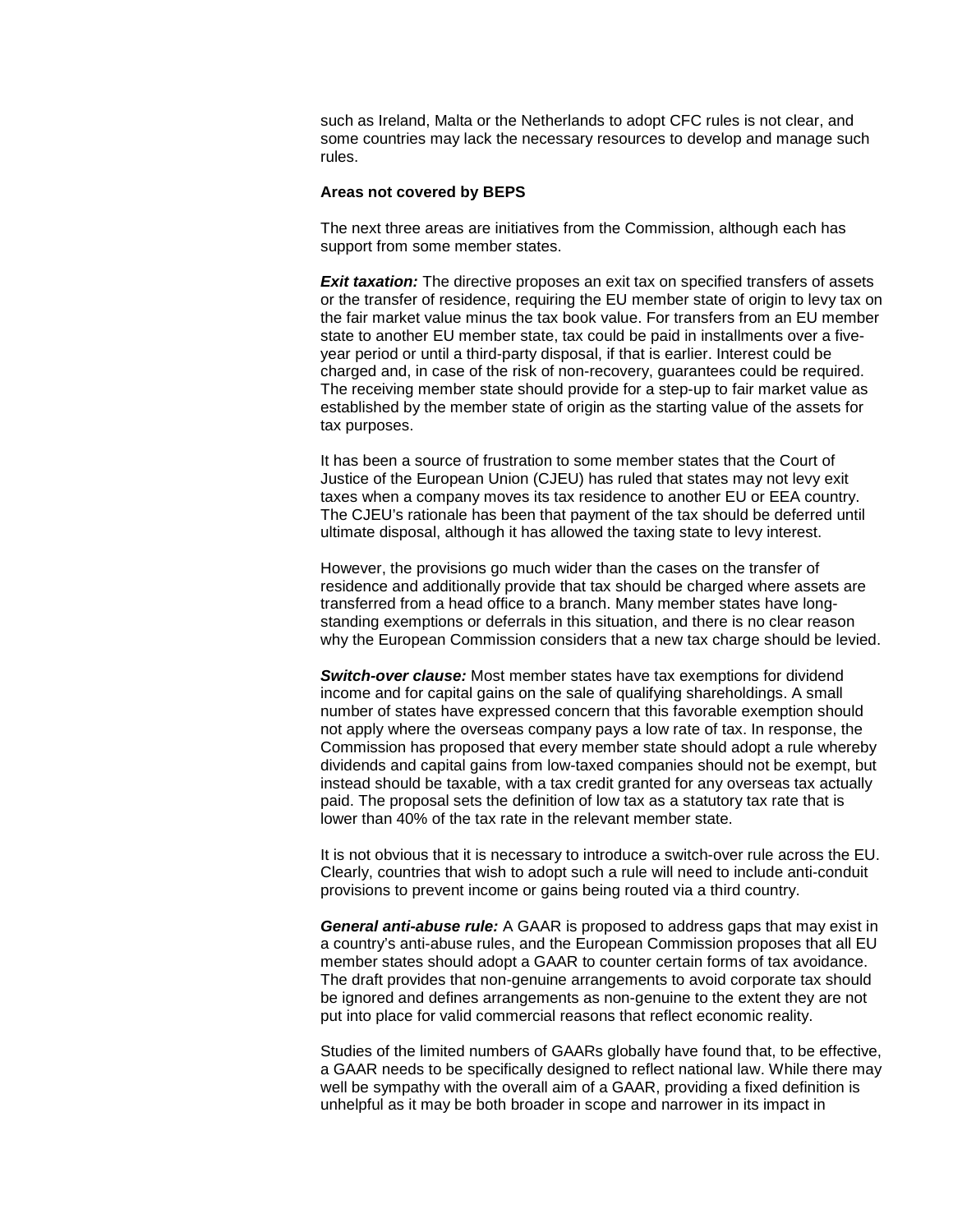such as Ireland, Malta or the Netherlands to adopt CFC rules is not clear, and some countries may lack the necessary resources to develop and manage such rules.

**Areas not covered by BEPS**

The next three areas are initiatives from the Commission, although each has support from some member states.

***Exit taxation:*** The directive proposes an exit tax on specified transfers of assets or the transfer of residence, requiring the EU member state of origin to levy tax on the fair market value minus the tax book value. For transfers from an EU member state to another EU member state, tax could be paid in installments over a five-year period or until a third-party disposal, if that is earlier. Interest could be charged and, in case of the risk of non-recovery, guarantees could be required. The receiving member state should provide for a step-up to fair market value as established by the member state of origin as the starting value of the assets for tax purposes.

It has been a source of frustration to some member states that the Court of Justice of the European Union (CJEU) has ruled that states may not levy exit taxes when a company moves its tax residence to another EU or EEA country. The CJEU's rationale has been that payment of the tax should be deferred until ultimate disposal, although it has allowed the taxing state to levy interest.

However, the provisions go much wider than the cases on the transfer of residence and additionally provide that tax should be charged where assets are transferred from a head office to a branch. Many member states have long-standing exemptions or deferrals in this situation, and there is no clear reason why the European Commission considers that a new tax charge should be levied.

***Switch-over clause:*** Most member states have tax exemptions for dividend income and for capital gains on the sale of qualifying shareholdings. A small number of states have expressed concern that this favorable exemption should not apply where the overseas company pays a low rate of tax. In response, the Commission has proposed that every member state should adopt a rule whereby dividends and capital gains from low-taxed companies should not be exempt, but instead should be taxable, with a tax credit granted for any overseas tax actually paid. The proposal sets the definition of low tax as a statutory tax rate that is lower than 40% of the tax rate in the relevant member state.

It is not obvious that it is necessary to introduce a switch-over rule across the EU. Clearly, countries that wish to adopt such a rule will need to include anti-conduit provisions to prevent income or gains being routed via a third country.

***General anti-abuse rule:*** A GAAR is proposed to address gaps that may exist in a country's anti-abuse rules, and the European Commission proposes that all EU member states should adopt a GAAR to counter certain forms of tax avoidance. The draft provides that non-genuine arrangements to avoid corporate tax should be ignored and defines arrangements as non-genuine to the extent they are not put into place for valid commercial reasons that reflect economic reality.

Studies of the limited numbers of GAARs globally have found that, to be effective, a GAAR needs to be specifically designed to reflect national law. While there may well be sympathy with the overall aim of a GAAR, providing a fixed definition is unhelpful as it may be both broader in scope and narrower in its impact in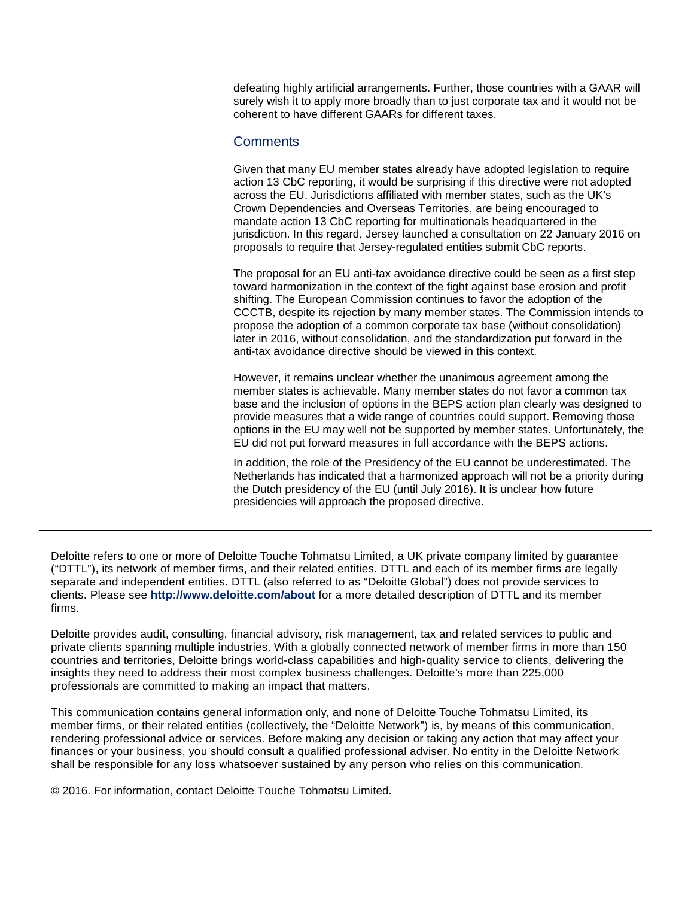defeating highly artificial arrangements. Further, those countries with a GAAR will surely wish it to apply more broadly than to just corporate tax and it would not be coherent to have different GAARs for different taxes.

## Comments

Given that many EU member states already have adopted legislation to require action 13 CbC reporting, it would be surprising if this directive were not adopted across the EU. Jurisdictions affiliated with member states, such as the UK's Crown Dependencies and Overseas Territories, are being encouraged to mandate action 13 CbC reporting for multinationals headquartered in the jurisdiction. In this regard, Jersey launched a consultation on 22 January 2016 on proposals to require that Jersey-regulated entities submit CbC reports.

The proposal for an EU anti-tax avoidance directive could be seen as a first step toward harmonization in the context of the fight against base erosion and profit shifting. The European Commission continues to favor the adoption of the CCCTB, despite its rejection by many member states. The Commission intends to propose the adoption of a common corporate tax base (without consolidation) later in 2016, without consolidation, and the standardization put forward in the anti-tax avoidance directive should be viewed in this context.

However, it remains unclear whether the unanimous agreement among the member states is achievable. Many member states do not favor a common tax base and the inclusion of options in the BEPS action plan clearly was designed to provide measures that a wide range of countries could support. Removing those options in the EU may well not be supported by member states. Unfortunately, the EU did not put forward measures in full accordance with the BEPS actions.

In addition, the role of the Presidency of the EU cannot be underestimated. The Netherlands has indicated that a harmonized approach will not be a priority during the Dutch presidency of the EU (until July 2016). It is unclear how future presidencies will approach the proposed directive.

---

Deloitte refers to one or more of Deloitte Touche Tohmatsu Limited, a UK private company limited by guarantee ("DTTL"), its network of member firms, and their related entities. DTTL and each of its member firms are legally separate and independent entities. DTTL (also referred to as "Deloitte Global") does not provide services to clients. Please see **http://www.deloitte.com/about** for a more detailed description of DTTL and its member firms.

Deloitte provides audit, consulting, financial advisory, risk management, tax and related services to public and private clients spanning multiple industries. With a globally connected network of member firms in more than 150 countries and territories, Deloitte brings world-class capabilities and high-quality service to clients, delivering the insights they need to address their most complex business challenges. Deloitte's more than 225,000 professionals are committed to making an impact that matters.

This communication contains general information only, and none of Deloitte Touche Tohmatsu Limited, its member firms, or their related entities (collectively, the "Deloitte Network") is, by means of this communication, rendering professional advice or services. Before making any decision or taking any action that may affect your finances or your business, you should consult a qualified professional adviser. No entity in the Deloitte Network shall be responsible for any loss whatsoever sustained by any person who relies on this communication.

© 2016. For information, contact Deloitte Touche Tohmatsu Limited.